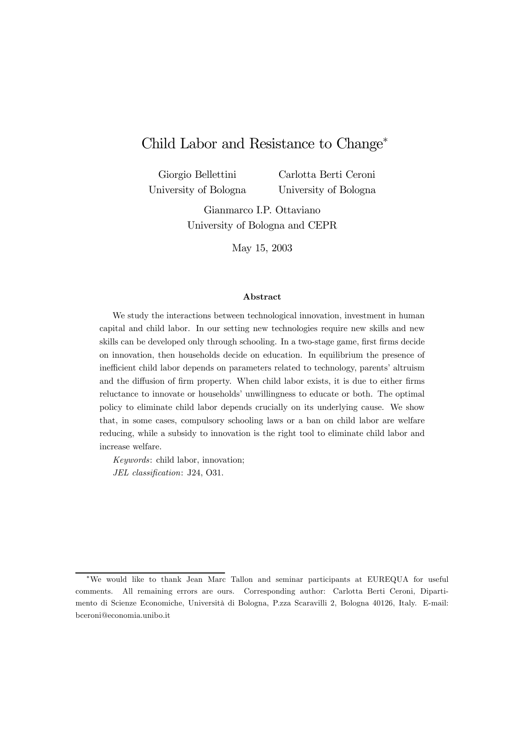# Child Labor and Resistance to Change[*]

Giorgio Bellettini
University of Bologna

Carlotta Berti Ceroni
University of Bologna

Gianmarco I.P. Ottaviano
University of Bologna and CEPR

May 15, 2003

### Abstract

We study the interactions between technological innovation, investment in human capital and child labor. In our setting new technologies require new skills and new skills can be developed only through schooling. In a two-stage game, first firms decide on innovation, then households decide on education. In equilibrium the presence of inefficient child labor depends on parameters related to technology, parents' altruism and the diffusion of firm property. When child labor exists, it is due to either firms reluctance to innovate or households' unwillingness to educate or both. The optimal policy to eliminate child labor depends crucially on its underlying cause. We show that, in some cases, compulsory schooling laws or a ban on child labor are welfare reducing, while a subsidy to innovation is the right tool to eliminate child labor and increase welfare.

*Keywords*: child labor, innovation;

*JEL classification*: J24, O31.

[*]We would like to thank Jean Marc Tallon and seminar participants at EUREQUA for useful comments. All remaining errors are ours. Corresponding author: Carlotta Berti Ceroni, Dipartimento di Scienze Economiche, Università di Bologna, P.zza Scaravilli 2, Bologna 40126, Italy. E-mail: bceroni@economia.unibo.it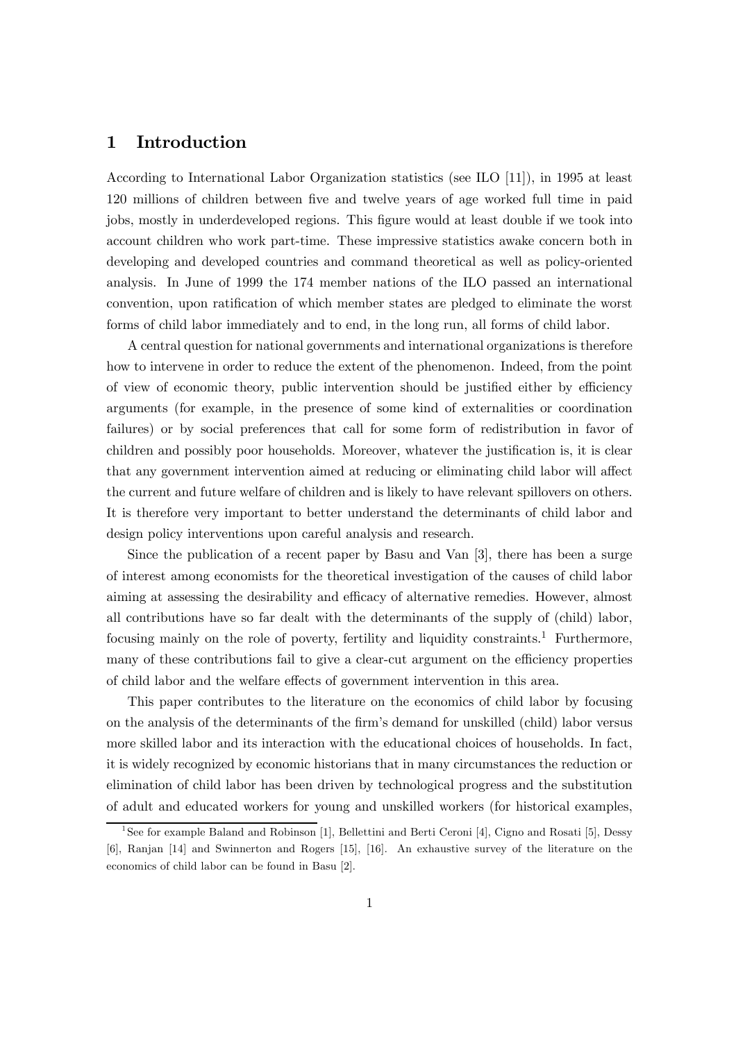# 1 Introduction

According to International Labor Organization statistics (see ILO [11]), in 1995 at least 120 millions of children between five and twelve years of age worked full time in paid jobs, mostly in underdeveloped regions. This figure would at least double if we took into account children who work part-time. These impressive statistics awake concern both in developing and developed countries and command theoretical as well as policy-oriented analysis. In June of 1999 the 174 member nations of the ILO passed an international convention, upon ratification of which member states are pledged to eliminate the worst forms of child labor immediately and to end, in the long run, all forms of child labor.

A central question for national governments and international organizations is therefore how to intervene in order to reduce the extent of the phenomenon. Indeed, from the point of view of economic theory, public intervention should be justified either by efficiency arguments (for example, in the presence of some kind of externalities or coordination failures) or by social preferences that call for some form of redistribution in favor of children and possibly poor households. Moreover, whatever the justification is, it is clear that any government intervention aimed at reducing or eliminating child labor will affect the current and future welfare of children and is likely to have relevant spillovers on others. It is therefore very important to better understand the determinants of child labor and design policy interventions upon careful analysis and research.

Since the publication of a recent paper by Basu and Van [3], there has been a surge of interest among economists for the theoretical investigation of the causes of child labor aiming at assessing the desirability and efficacy of alternative remedies. However, almost all contributions have so far dealt with the determinants of the supply of (child) labor, focusing mainly on the role of poverty, fertility and liquidity constraints.[1] Furthermore, many of these contributions fail to give a clear-cut argument on the efficiency properties of child labor and the welfare effects of government intervention in this area.

This paper contributes to the literature on the economics of child labor by focusing on the analysis of the determinants of the firm's demand for unskilled (child) labor versus more skilled labor and its interaction with the educational choices of households. In fact, it is widely recognized by economic historians that in many circumstances the reduction or elimination of child labor has been driven by technological progress and the substitution of adult and educated workers for young and unskilled workers (for historical examples,

[1] See for example Baland and Robinson [1], Bellettini and Berti Ceroni [4], Cigno and Rosati [5], Dessy [6], Ranjan [14] and Swinnerton and Rogers [15], [16]. An exhaustive survey of the literature on the economics of child labor can be found in Basu [2].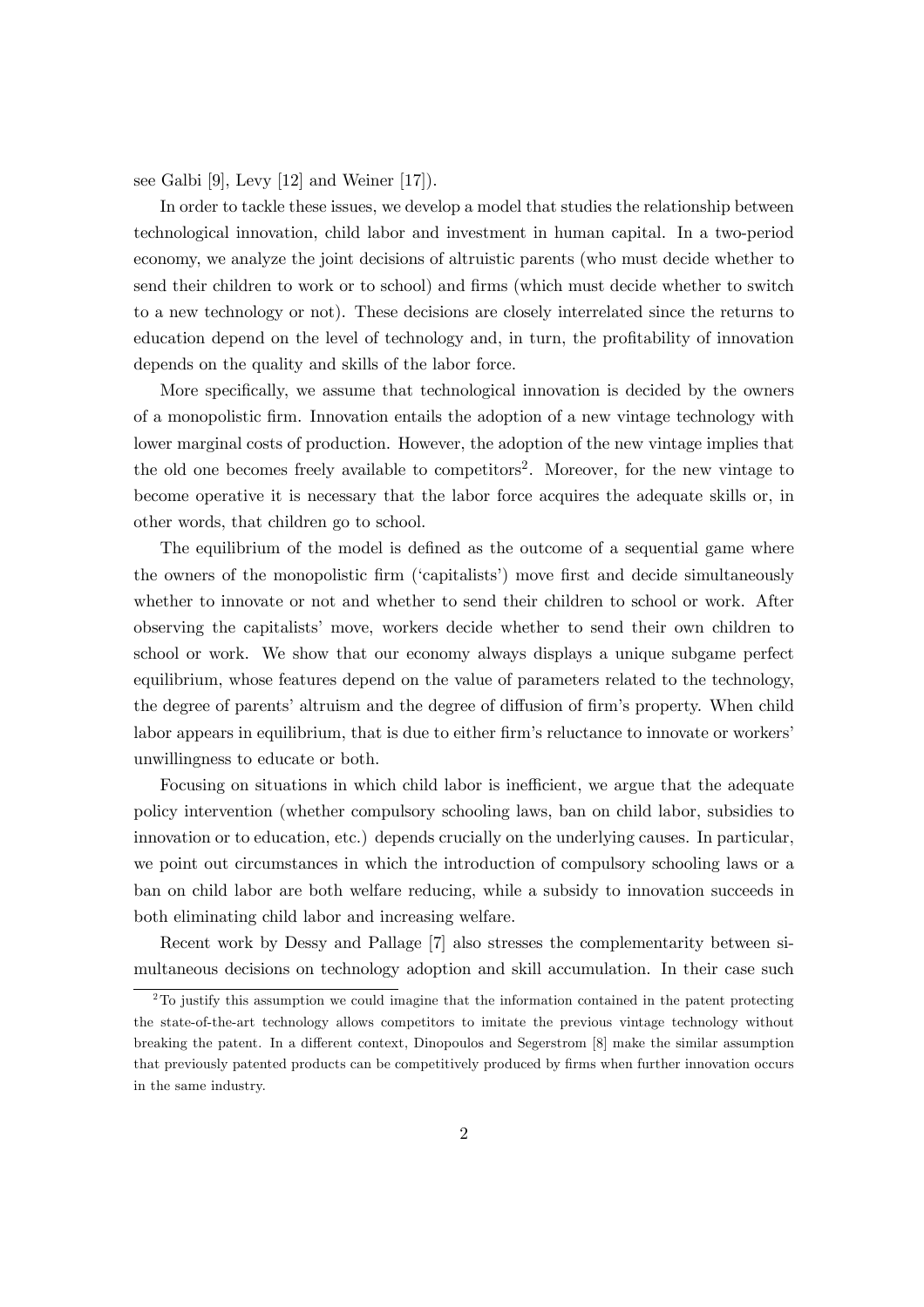see Galbi [9], Levy [12] and Weiner [17]).

In order to tackle these issues, we develop a model that studies the relationship between technological innovation, child labor and investment in human capital. In a two-period economy, we analyze the joint decisions of altruistic parents (who must decide whether to send their children to work or to school) and firms (which must decide whether to switch to a new technology or not). These decisions are closely interrelated since the returns to education depend on the level of technology and, in turn, the profitability of innovation depends on the quality and skills of the labor force.

More specifically, we assume that technological innovation is decided by the owners of a monopolistic firm. Innovation entails the adoption of a new vintage technology with lower marginal costs of production. However, the adoption of the new vintage implies that the old one becomes freely available to competitors[2]. Moreover, for the new vintage to become operative it is necessary that the labor force acquires the adequate skills or, in other words, that children go to school.

The equilibrium of the model is defined as the outcome of a sequential game where the owners of the monopolistic firm ('capitalists') move first and decide simultaneously whether to innovate or not and whether to send their children to school or work. After observing the capitalists' move, workers decide whether to send their own children to school or work. We show that our economy always displays a unique subgame perfect equilibrium, whose features depend on the value of parameters related to the technology, the degree of parents' altruism and the degree of diffusion of firm's property. When child labor appears in equilibrium, that is due to either firm's reluctance to innovate or workers' unwillingness to educate or both.

Focusing on situations in which child labor is inefficient, we argue that the adequate policy intervention (whether compulsory schooling laws, ban on child labor, subsidies to innovation or to education, etc.) depends crucially on the underlying causes. In particular, we point out circumstances in which the introduction of compulsory schooling laws or a ban on child labor are both welfare reducing, while a subsidy to innovation succeeds in both eliminating child labor and increasing welfare.

Recent work by Dessy and Pallage [7] also stresses the complementarity between simultaneous decisions on technology adoption and skill accumulation. In their case such

[2] To justify this assumption we could imagine that the information contained in the patent protecting the state-of-the-art technology allows competitors to imitate the previous vintage technology without breaking the patent. In a different context, Dinopoulos and Segerstrom [8] make the similar assumption that previously patented products can be competitively produced by firms when further innovation occurs in the same industry.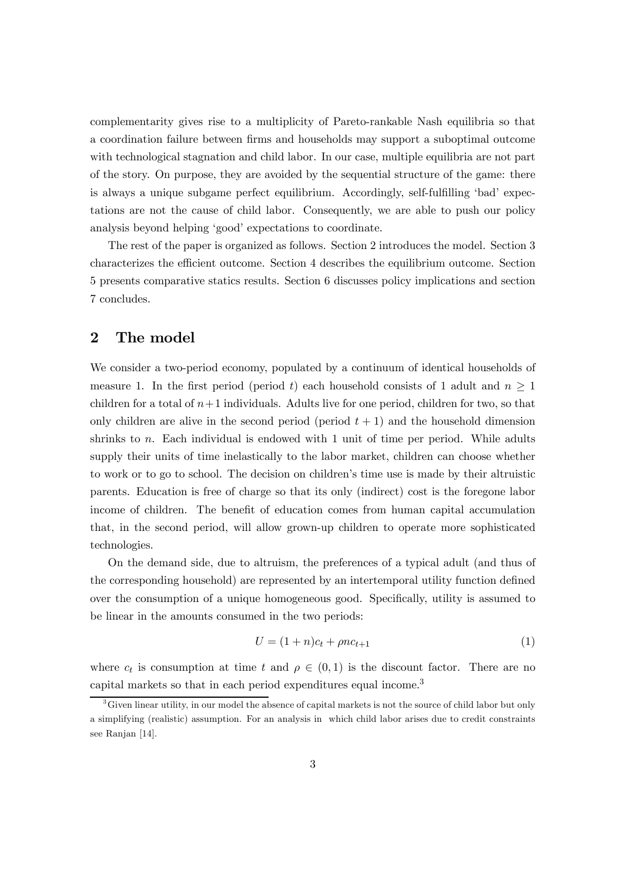complementarity gives rise to a multiplicity of Pareto-rankable Nash equilibria so that a coordination failure between firms and households may support a suboptimal outcome with technological stagnation and child labor. In our case, multiple equilibria are not part of the story. On purpose, they are avoided by the sequential structure of the game: there is always a unique subgame perfect equilibrium. Accordingly, self-fulfilling 'bad' expectations are not the cause of child labor. Consequently, we are able to push our policy analysis beyond helping 'good' expectations to coordinate.

The rest of the paper is organized as follows. Section 2 introduces the model. Section 3 characterizes the efficient outcome. Section 4 describes the equilibrium outcome. Section 5 presents comparative statics results. Section 6 discusses policy implications and section 7 concludes.

## 2 The model

We consider a two-period economy, populated by a continuum of identical households of measure 1. In the first period (period $t$) each household consists of 1 adult and $n \geq 1$ children for a total of $n+1$ individuals. Adults live for one period, children for two, so that only children are alive in the second period (period $t+1$) and the household dimension shrinks to $n$. Each individual is endowed with 1 unit of time per period. While adults supply their units of time inelastically to the labor market, children can choose whether to work or to go to school. The decision on children's time use is made by their altruistic parents. Education is free of charge so that its only (indirect) cost is the foregone labor income of children. The benefit of education comes from human capital accumulation that, in the second period, will allow grown-up children to operate more sophisticated technologies.

On the demand side, due to altruism, the preferences of a typical adult (and thus of the corresponding household) are represented by an intertemporal utility function defined over the consumption of a unique homogeneous good. Specifically, utility is assumed to be linear in the amounts consumed in the two periods:

$$U = (1+n)c_t + \rho n c_{t+1} \tag{1}$$

where $c_t$ is consumption at time $t$ and $\rho \in (0,1)$ is the discount factor. There are no capital markets so that in each period expenditures equal income.[3]

[3] Given linear utility, in our model the absence of capital markets is not the source of child labor but only a simplifying (realistic) assumption. For an analysis in which child labor arises due to credit constraints see Ranjan [14].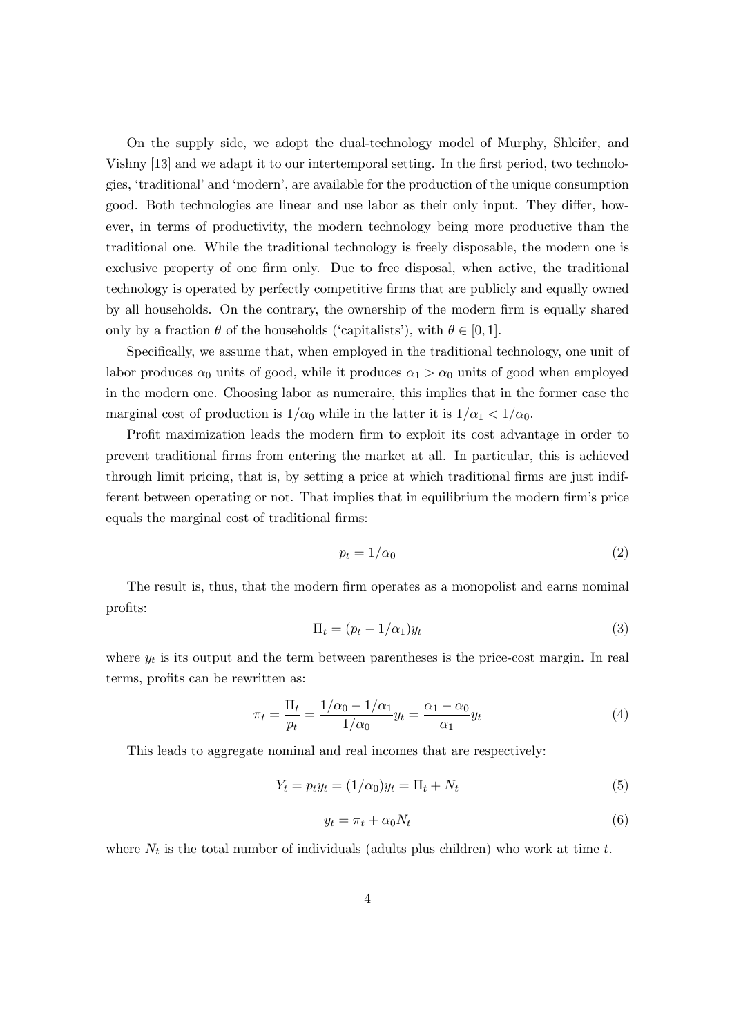On the supply side, we adopt the dual-technology model of Murphy, Shleifer, and Vishny [13] and we adapt it to our intertemporal setting. In the first period, two technologies, 'traditional' and 'modern', are available for the production of the unique consumption good. Both technologies are linear and use labor as their only input. They differ, however, in terms of productivity, the modern technology being more productive than the traditional one. While the traditional technology is freely disposable, the modern one is exclusive property of one firm only. Due to free disposal, when active, the traditional technology is operated by perfectly competitive firms that are publicly and equally owned by all households. On the contrary, the ownership of the modern firm is equally shared only by a fraction $\theta$ of the households ('capitalists'), with $\theta \in [0, 1]$.

Specifically, we assume that, when employed in the traditional technology, one unit of labor produces $\alpha_0$ units of good, while it produces $\alpha_1 > \alpha_0$ units of good when employed in the modern one. Choosing labor as numeraire, this implies that in the former case the marginal cost of production is $1/\alpha_0$ while in the latter it is $1/\alpha_1 < 1/\alpha_0$.

Profit maximization leads the modern firm to exploit its cost advantage in order to prevent traditional firms from entering the market at all. In particular, this is achieved through limit pricing, that is, by setting a price at which traditional firms are just indifferent between operating or not. That implies that in equilibrium the modern firm's price equals the marginal cost of traditional firms:

$$p_t = 1/\alpha_0 \tag{2}$$

The result is, thus, that the modern firm operates as a monopolist and earns nominal profits:

$$\Pi_t = (p_t - 1/\alpha_1)y_t \tag{3}$$

where $y_t$ is its output and the term between parentheses is the price-cost margin. In real terms, profits can be rewritten as:

$$\pi_t = \frac{\Pi_t}{p_t} = \frac{1/\alpha_0 - 1/\alpha_1}{1/\alpha_0} y_t = \frac{\alpha_1 - \alpha_0}{\alpha_1} y_t \tag{4}$$

This leads to aggregate nominal and real incomes that are respectively:

$$Y_t = p_t y_t = (1/\alpha_0)y_t = \Pi_t + N_t \tag{5}$$

$$y_t = \pi_t + \alpha_0 N_t \tag{6}$$

where $N_t$ is the total number of individuals (adults plus children) who work at time $t$.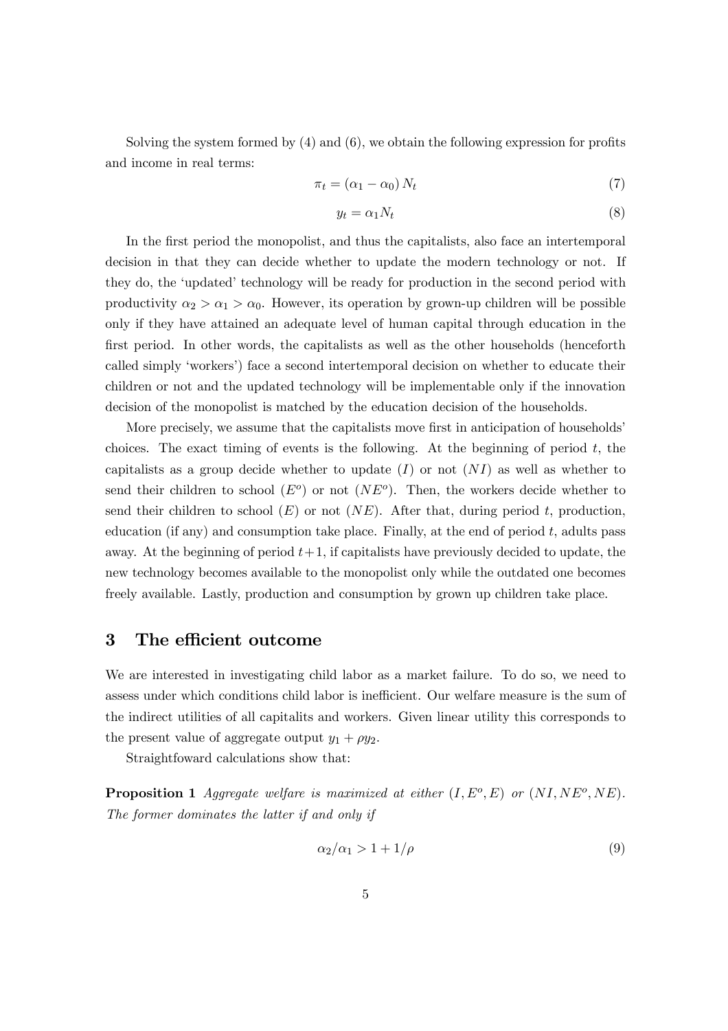Solving the system formed by (4) and (6), we obtain the following expression for profits and income in real terms:

$$\pi_t = (\alpha_1 - \alpha_0) N_t \tag{7}$$

$$y_t = \alpha_1 N_t \tag{8}$$

In the first period the monopolist, and thus the capitalists, also face an intertemporal decision in that they can decide whether to update the modern technology or not. If they do, the 'updated' technology will be ready for production in the second period with productivity $\alpha_2 > \alpha_1 > \alpha_0$. However, its operation by grown-up children will be possible only if they have attained an adequate level of human capital through education in the first period. In other words, the capitalists as well as the other households (henceforth called simply 'workers') face a second intertemporal decision on whether to educate their children or not and the updated technology will be implementable only if the innovation decision of the monopolist is matched by the education decision of the households.

More precisely, we assume that the capitalists move first in anticipation of households' choices. The exact timing of events is the following. At the beginning of period $t$, the capitalists as a group decide whether to update ($I$) or not ($NI$) as well as whether to send their children to school ($E^o$) or not ($NE^o$). Then, the workers decide whether to send their children to school ($E$) or not ($NE$). After that, during period $t$, production, education (if any) and consumption take place. Finally, at the end of period $t$, adults pass away. At the beginning of period $t+1$, if capitalists have previously decided to update, the new technology becomes available to the monopolist only while the outdated one becomes freely available. Lastly, production and consumption by grown up children take place.

## 3 The efficient outcome

We are interested in investigating child labor as a market failure. To do so, we need to assess under which conditions child labor is inefficient. Our welfare measure is the sum of the indirect utilities of all capitalits and workers. Given linear utility this corresponds to the present value of aggregate output $y_1 + \rho y_2$.

Straightfoward calculations show that:

**Proposition 1** *Aggregate welfare is maximized at either $(I, E^o, E)$ or $(NI, NE^o, NE)$. The former dominates the latter if and only if*

$$\alpha_2/\alpha_1 > 1 + 1/\rho \tag{9}$$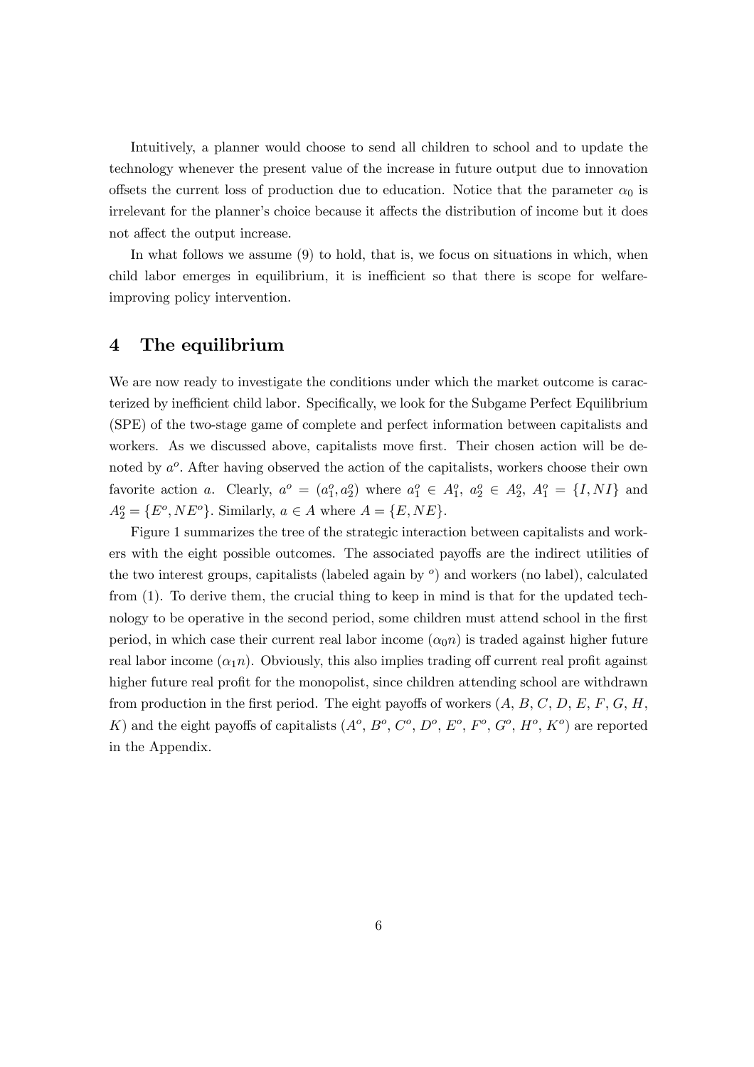Intuitively, a planner would choose to send all children to school and to update the technology whenever the present value of the increase in future output due to innovation offsets the current loss of production due to education. Notice that the parameter $\alpha_0$ is irrelevant for the planner's choice because it affects the distribution of income but it does not affect the output increase.

In what follows we assume (9) to hold, that is, we focus on situations in which, when child labor emerges in equilibrium, it is inefficient so that there is scope for welfare-improving policy intervention.

## 4 The equilibrium

We are now ready to investigate the conditions under which the market outcome is caracterized by inefficient child labor. Specifically, we look for the Subgame Perfect Equilibrium (SPE) of the two-stage game of complete and perfect information between capitalists and workers. As we discussed above, capitalists move first. Their chosen action will be denoted by $a^o$. After having observed the action of the capitalists, workers choose their own favorite action $a$. Clearly, $a^o = (a_1^o, a_2^o)$ where $a_1^o \in A_1^o$, $a_2^o \in A_2^o$, $A_1^o = \{I, NI\}$ and $A_2^o = \{E^o, NE^o\}$. Similarly, $a \in A$ where $A = \{E, NE\}$.

Figure 1 summarizes the tree of the strategic interaction between capitalists and workers with the eight possible outcomes. The associated payoffs are the indirect utilities of the two interest groups, capitalists (labeled again by $^o$) and workers (no label), calculated from (1). To derive them, the crucial thing to keep in mind is that for the updated technology to be operative in the second period, some children must attend school in the first period, in which case their current real labor income ($\alpha_0 n$) is traded against higher future real labor income ($\alpha_1 n$). Obviously, this also implies trading off current real profit against higher future real profit for the monopolist, since children attending school are withdrawn from production in the first period. The eight payoffs of workers ($A$, $B$, $C$, $D$, $E$, $F$, $G$, $H$, $K$) and the eight payoffs of capitalists ($A^o$, $B^o$, $C^o$, $D^o$, $E^o$, $F^o$, $G^o$, $H^o$, $K^o$) are reported in the Appendix.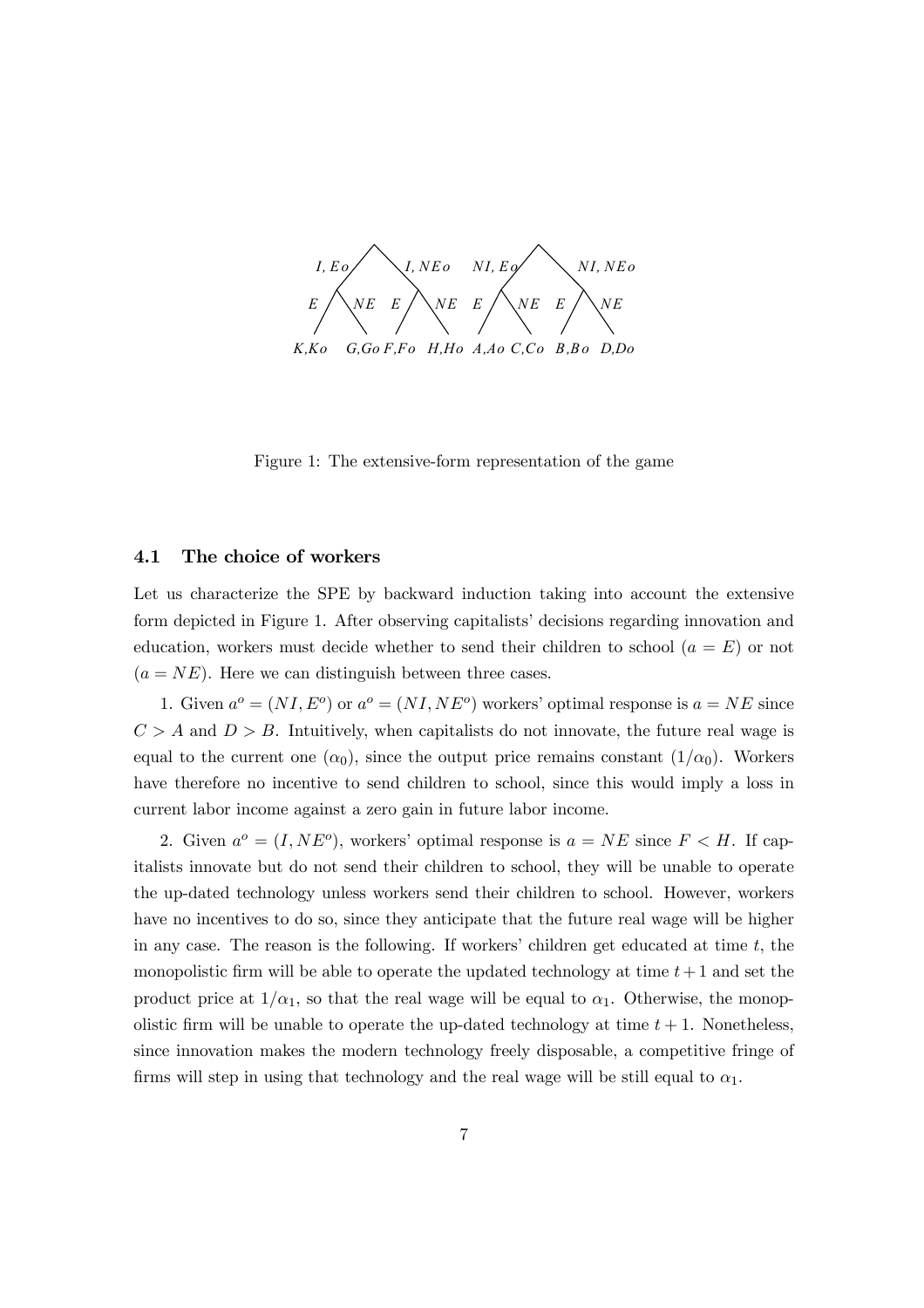I, Eo I, NEo NI, Eo NI, NEo

E NE E NE E NE E NE

K,Ko G,Go F,Fo H,Ho A,Ao C,Co B,Bo D,Do

Figure 1: The extensive-form representation of the game

### 4.1 The choice of workers

Let us characterize the SPE by backward induction taking into account the extensive form depicted in Figure 1. After observing capitalists' decisions regarding innovation and education, workers must decide whether to send their children to school ($a = E$) or not ($a = NE$). Here we can distinguish between three cases.

1. Given $a^o = (NI, E^o)$ or $a^o = (NI, NE^o)$ workers' optimal response is $a = NE$ since $C > A$ and $D > B$. Intuitively, when capitalists do not innovate, the future real wage is equal to the current one ($\alpha_0$), since the output price remains constant ($1/\alpha_0$). Workers have therefore no incentive to send children to school, since this would imply a loss in current labor income against a zero gain in future labor income.

2. Given $a^o = (I, NE^o)$, workers' optimal response is $a = NE$ since $F < H$. If capitalists innovate but do not send their children to school, they will be unable to operate the up-dated technology unless workers send their children to school. However, workers have no incentives to do so, since they anticipate that the future real wage will be higher in any case. The reason is the following. If workers' children get educated at time $t$, the monopolistic firm will be able to operate the updated technology at time $t + 1$ and set the product price at $1/\alpha_1$, so that the real wage will be equal to $\alpha_1$. Otherwise, the monopolistic firm will be unable to operate the up-dated technology at time $t + 1$. Nonetheless, since innovation makes the modern technology freely disposable, a competitive fringe of firms will step in using that technology and the real wage will be still equal to $\alpha_1$.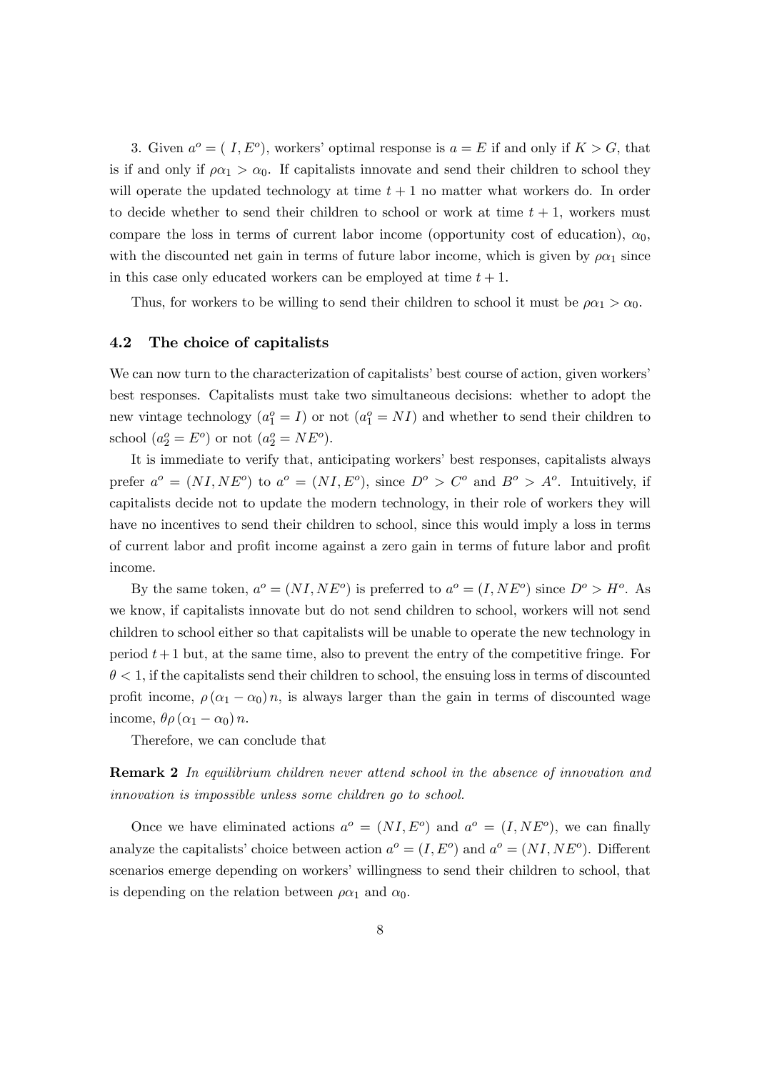3. Given $a^o = (I, E^o)$, workers' optimal response is $a = E$ if and only if $K > G$, that is if and only if $\rho\alpha_1 > \alpha_0$. If capitalists innovate and send their children to school they will operate the updated technology at time $t+1$ no matter what workers do. In order to decide whether to send their children to school or work at time $t+1$, workers must compare the loss in terms of current labor income (opportunity cost of education), $\alpha_0$, with the discounted net gain in terms of future labor income, which is given by $\rho\alpha_1$ since in this case only educated workers can be employed at time $t+1$.

Thus, for workers to be willing to send their children to school it must be $\rho\alpha_1 > \alpha_0$.

### 4.2 The choice of capitalists

We can now turn to the characterization of capitalists' best course of action, given workers' best responses. Capitalists must take two simultaneous decisions: whether to adopt the new vintage technology ($a_1^o = I$) or not ($a_1^o = NI$) and whether to send their children to school ($a_2^o = E^o$) or not ($a_2^o = NE^o$).

It is immediate to verify that, anticipating workers' best responses, capitalists always prefer $a^o = (NI, NE^o)$ to $a^o = (NI, E^o)$, since $D^o > C^o$ and $B^o > A^o$. Intuitively, if capitalists decide not to update the modern technology, in their role of workers they will have no incentives to send their children to school, since this would imply a loss in terms of current labor and profit income against a zero gain in terms of future labor and profit income.

By the same token, $a^o = (NI, NE^o)$ is preferred to $a^o = (I, NE^o)$ since $D^o > H^o$. As we know, if capitalists innovate but do not send children to school, workers will not send children to school either so that capitalists will be unable to operate the new technology in period $t+1$ but, at the same time, also to prevent the entry of the competitive fringe. For $\theta < 1$, if the capitalists send their children to school, the ensuing loss in terms of discounted profit income, $\rho(\alpha_1 - \alpha_0)n$, is always larger than the gain in terms of discounted wage income, $\theta\rho(\alpha_1 - \alpha_0)n$.

Therefore, we can conclude that

**Remark 2** *In equilibrium children never attend school in the absence of innovation and innovation is impossible unless some children go to school.*

Once we have eliminated actions $a^o = (NI, E^o)$ and $a^o = (I, NE^o)$, we can finally analyze the capitalists' choice between action $a^o = (I, E^o)$ and $a^o = (NI, NE^o)$. Different scenarios emerge depending on workers' willingness to send their children to school, that is depending on the relation between $\rho\alpha_1$ and $\alpha_0$.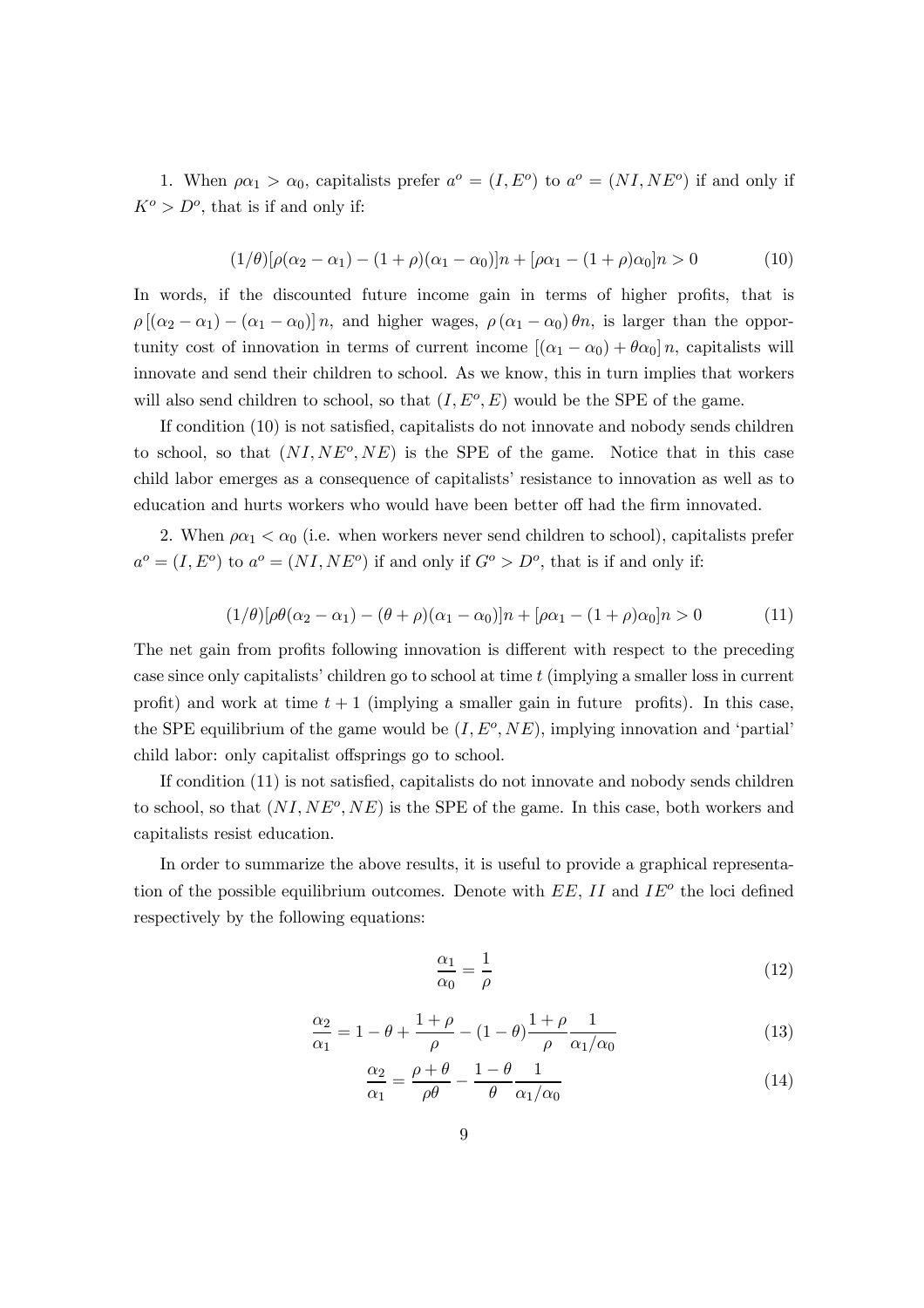1. When $\rho\alpha_1 > \alpha_0$, capitalists prefer $a^o = (I, E^o)$ to $a^o = (NI, NE^o)$ if and only if $K^o > D^o$, that is if and only if:

$$(1/\theta)[\rho(\alpha_2 - \alpha_1) - (1+\rho)(\alpha_1 - \alpha_0)]n + [\rho\alpha_1 - (1+\rho)\alpha_0]n > 0 \tag{10}$$

In words, if the discounted future income gain in terms of higher profits, that is $\rho\left[(\alpha_2 - \alpha_1) - (\alpha_1 - \alpha_0)\right]n$, and higher wages, $\rho\left(\alpha_1 - \alpha_0\right)\theta n$, is larger than the opportunity cost of innovation in terms of current income $\left[(\alpha_1 - \alpha_0) + \theta\alpha_0\right]n$, capitalists will innovate and send their children to school. As we know, this in turn implies that workers will also send children to school, so that $(I, E^o, E)$ would be the SPE of the game.

If condition (10) is not satisfied, capitalists do not innovate and nobody sends children to school, so that $(NI, NE^o, NE)$ is the SPE of the game. Notice that in this case child labor emerges as a consequence of capitalists' resistance to innovation as well as to education and hurts workers who would have been better off had the firm innovated.

2. When $\rho\alpha_1 < \alpha_0$ (i.e. when workers never send children to school), capitalists prefer $a^o = (I, E^o)$ to $a^o = (NI, NE^o)$ if and only if $G^o > D^o$, that is if and only if:

$$(1/\theta)[\rho\theta(\alpha_2 - \alpha_1) - (\theta+\rho)(\alpha_1 - \alpha_0)]n + [\rho\alpha_1 - (1+\rho)\alpha_0]n > 0 \tag{11}$$

The net gain from profits following innovation is different with respect to the preceding case since only capitalists' children go to school at time $t$ (implying a smaller loss in current profit) and work at time $t+1$ (implying a smaller gain in future profits). In this case, the SPE equilibrium of the game would be $(I, E^o, NE)$, implying innovation and 'partial' child labor: only capitalist offsprings go to school.

If condition (11) is not satisfied, capitalists do not innovate and nobody sends children to school, so that $(NI, NE^o, NE)$ is the SPE of the game. In this case, both workers and capitalists resist education.

In order to summarize the above results, it is useful to provide a graphical representation of the possible equilibrium outcomes. Denote with $EE$, $II$ and $IE^o$ the loci defined respectively by the following equations:

$$\frac{\alpha_1}{\alpha_0} = \frac{1}{\rho} \tag{12}$$

$$\frac{\alpha_2}{\alpha_1} = 1 - \theta + \frac{1+\rho}{\rho} - (1-\theta)\frac{1+\rho}{\rho}\frac{1}{\alpha_1/\alpha_0} \tag{13}$$

$$\frac{\alpha_2}{\alpha_1} = \frac{\rho+\theta}{\rho\theta} - \frac{1-\theta}{\theta}\frac{1}{\alpha_1/\alpha_0} \tag{14}$$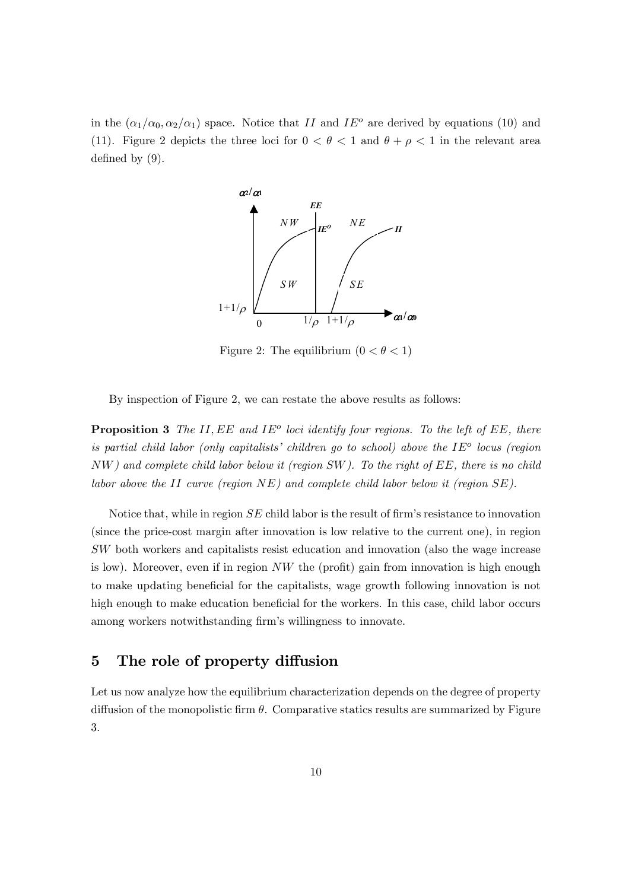in the $(\alpha_1/\alpha_0, \alpha_2/\alpha_1)$ space. Notice that $II$ and $IE^o$ are derived by equations (10) and (11). Figure 2 depicts the three loci for $0 < \theta < 1$ and $\theta + \rho < 1$ in the relevant area defined by (9).

Figure 2: The equilibrium $(0 < \theta < 1)$

By inspection of Figure 2, we can restate the above results as follows:

**Proposition 3** *The $II, EE$ and $IE^o$ loci identify four regions. To the left of $EE$, there is partial child labor (only capitalists' children go to school) above the $IE^o$ locus (region $NW$) and complete child labor below it (region $SW$). To the right of $EE$, there is no child labor above the $II$ curve (region $NE$) and complete child labor below it (region $SE$).*

Notice that, while in region $SE$ child labor is the result of firm's resistance to innovation (since the price-cost margin after innovation is low relative to the current one), in region $SW$ both workers and capitalists resist education and innovation (also the wage increase is low). Moreover, even if in region $NW$ the (profit) gain from innovation is high enough to make updating beneficial for the capitalists, wage growth following innovation is not high enough to make education beneficial for the workers. In this case, child labor occurs among workers notwithstanding firm's willingness to innovate.

## 5 The role of property diffusion

Let us now analyze how the equilibrium characterization depends on the degree of property diffusion of the monopolistic firm $\theta$. Comparative statics results are summarized by Figure 3.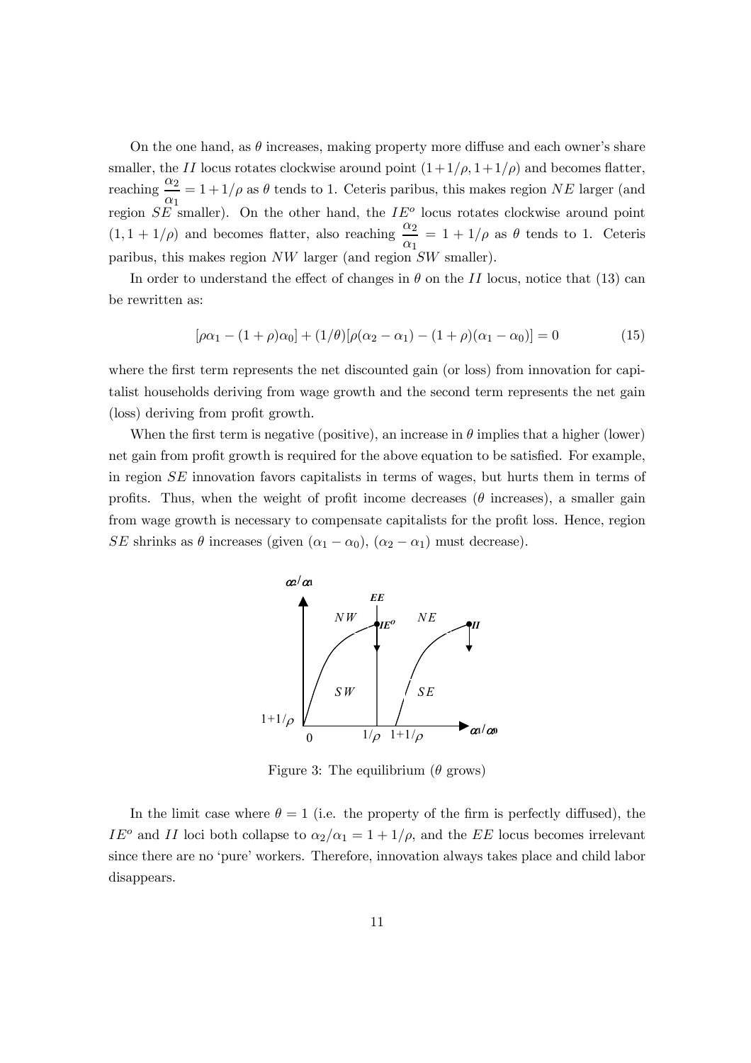On the one hand, as $\theta$ increases, making property more diffuse and each owner's share smaller, the $II$ locus rotates clockwise around point $(1+1/\rho, 1+1/\rho)$ and becomes flatter, reaching $\dfrac{\alpha_2}{\alpha_1} = 1+1/\rho$ as $\theta$ tends to 1. Ceteris paribus, this makes region $NE$ larger (and region $SE$ smaller). On the other hand, the $IE^o$ locus rotates clockwise around point $(1, 1+1/\rho)$ and becomes flatter, also reaching $\dfrac{\alpha_2}{\alpha_1} = 1+1/\rho$ as $\theta$ tends to 1. Ceteris paribus, this makes region $NW$ larger (and region $SW$ smaller).

In order to understand the effect of changes in $\theta$ on the $II$ locus, notice that (13) can be rewritten as:

$$[\rho\alpha_1 - (1+\rho)\alpha_0] + (1/\theta)[\rho(\alpha_2 - \alpha_1) - (1+\rho)(\alpha_1 - \alpha_0)] = 0 \tag{15}$$

where the first term represents the net discounted gain (or loss) from innovation for capitalist households deriving from wage growth and the second term represents the net gain (loss) deriving from profit growth.

When the first term is negative (positive), an increase in $\theta$ implies that a higher (lower) net gain from profit growth is required for the above equation to be satisfied. For example, in region $SE$ innovation favors capitalists in terms of wages, but hurts them in terms of profits. Thus, when the weight of profit income decreases ($\theta$ increases), a smaller gain from wage growth is necessary to compensate capitalists for the profit loss. Hence, region $SE$ shrinks as $\theta$ increases (given $(\alpha_1 - \alpha_0)$, $(\alpha_2 - \alpha_1)$ must decrease).

Figure 3: The equilibrium ($\theta$ grows)

In the limit case where $\theta = 1$ (i.e. the property of the firm is perfectly diffused), the $IE^o$ and $II$ loci both collapse to $\alpha_2/\alpha_1 = 1+1/\rho$, and the $EE$ locus becomes irrelevant since there are no 'pure' workers. Therefore, innovation always takes place and child labor disappears.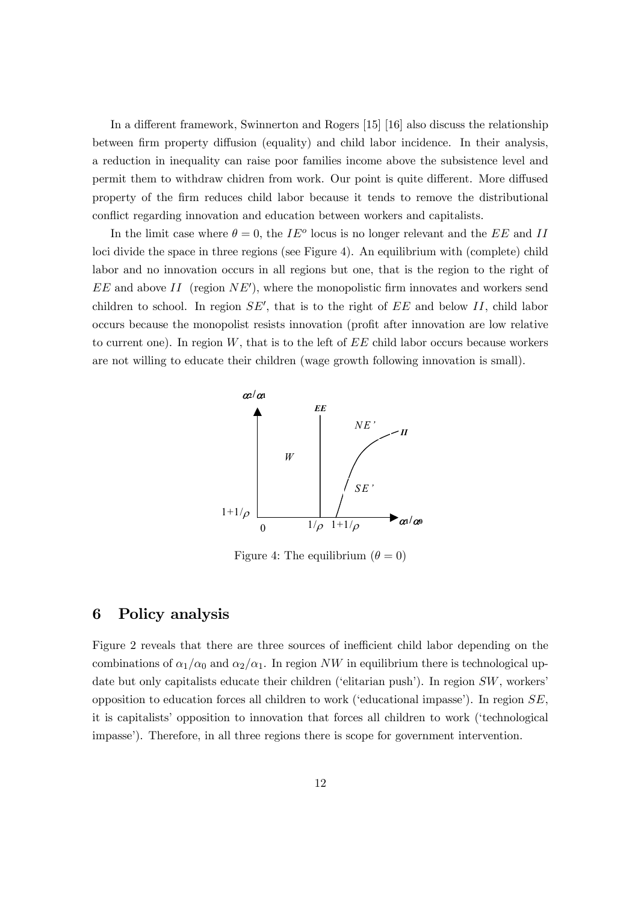In a different framework, Swinnerton and Rogers [15] [16] also discuss the relationship between firm property diffusion (equality) and child labor incidence. In their analysis, a reduction in inequality can raise poor families income above the subsistence level and permit them to withdraw chidren from work. Our point is quite different. More diffused property of the firm reduces child labor because it tends to remove the distributional conflict regarding innovation and education between workers and capitalists.

In the limit case where $\theta = 0$, the $IE^o$ locus is no longer relevant and the $EE$ and $II$ loci divide the space in three regions (see Figure 4). An equilibrium with (complete) child labor and no innovation occurs in all regions but one, that is the region to the right of $EE$ and above $II$ (region $NE'$), where the monopolistic firm innovates and workers send children to school. In region $SE'$, that is to the right of $EE$ and below $II$, child labor occurs because the monopolist resists innovation (profit after innovation are low relative to current one). In region $W$, that is to the left of $EE$ child labor occurs because workers are not willing to educate their children (wage growth following innovation is small).

Figure 4: The equilibrium ($\theta = 0$)

## 6 Policy analysis

Figure 2 reveals that there are three sources of inefficient child labor depending on the combinations of $\alpha_1/\alpha_0$ and $\alpha_2/\alpha_1$. In region $NW$ in equilibrium there is technological update but only capitalists educate their children ('elitarian push'). In region $SW$, workers' opposition to education forces all children to work ('educational impasse'). In region $SE$, it is capitalists' opposition to innovation that forces all children to work ('technological impasse'). Therefore, in all three regions there is scope for government intervention.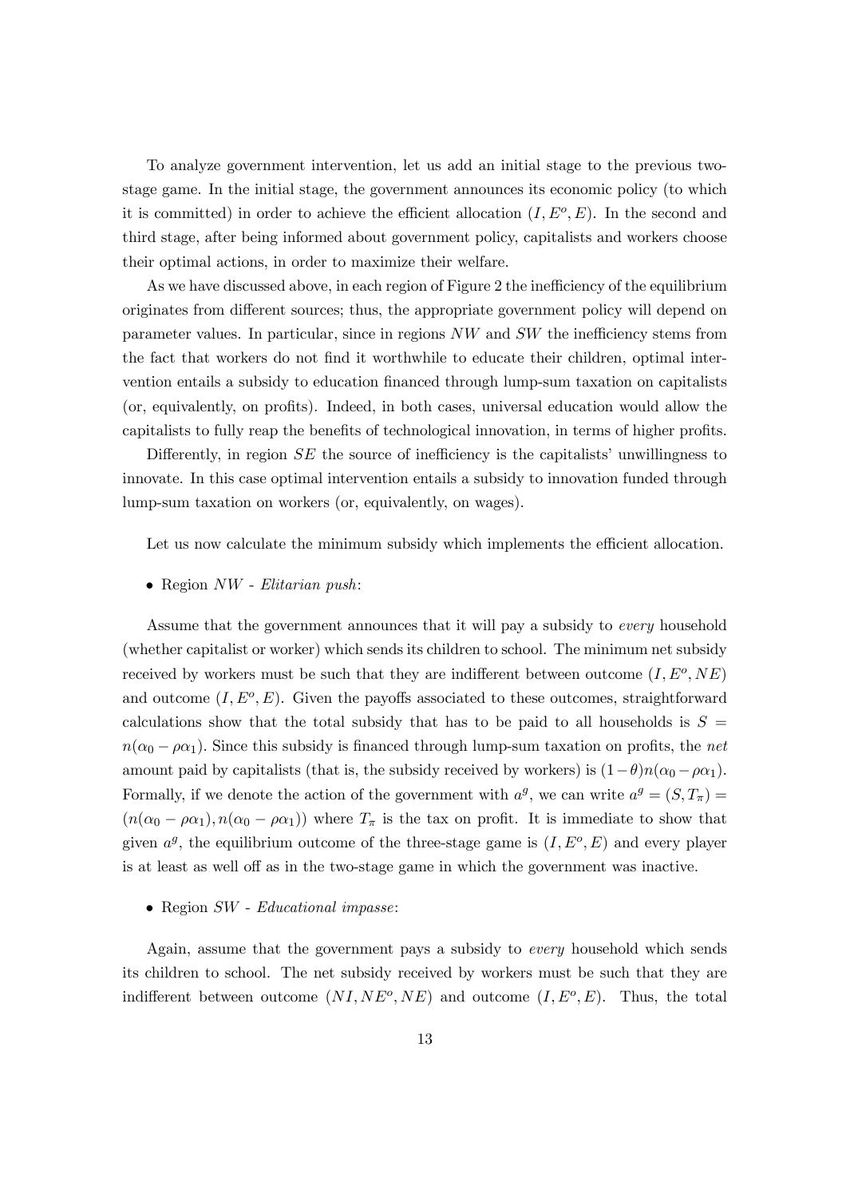To analyze government intervention, let us add an initial stage to the previous two-stage game. In the initial stage, the government announces its economic policy (to which it is committed) in order to achieve the efficient allocation $(I, E^o, E)$. In the second and third stage, after being informed about government policy, capitalists and workers choose their optimal actions, in order to maximize their welfare.

As we have discussed above, in each region of Figure 2 the inefficiency of the equilibrium originates from different sources; thus, the appropriate government policy will depend on parameter values. In particular, since in regions $NW$ and $SW$ the inefficiency stems from the fact that workers do not find it worthwhile to educate their children, optimal intervention entails a subsidy to education financed through lump-sum taxation on capitalists (or, equivalently, on profits). Indeed, in both cases, universal education would allow the capitalists to fully reap the benefits of technological innovation, in terms of higher profits.

Differently, in region $SE$ the source of inefficiency is the capitalists' unwillingness to innovate. In this case optimal intervention entails a subsidy to innovation funded through lump-sum taxation on workers (or, equivalently, on wages).

Let us now calculate the minimum subsidy which implements the efficient allocation.

- Region $NW$ - *Elitarian push*:

Assume that the government announces that it will pay a subsidy to *every* household (whether capitalist or worker) which sends its children to school. The minimum net subsidy received by workers must be such that they are indifferent between outcome $(I, E^o, NE)$ and outcome $(I, E^o, E)$. Given the payoffs associated to these outcomes, straightforward calculations show that the total subsidy that has to be paid to all households is $S = n(\alpha_0 - \rho\alpha_1)$. Since this subsidy is financed through lump-sum taxation on profits, the *net* amount paid by capitalists (that is, the subsidy received by workers) is $(1-\theta)n(\alpha_0 - \rho\alpha_1)$. Formally, if we denote the action of the government with $a^g$, we can write $a^g = (S, T_\pi) = (n(\alpha_0 - \rho\alpha_1), n(\alpha_0 - \rho\alpha_1))$ where $T_\pi$ is the tax on profit. It is immediate to show that given $a^g$, the equilibrium outcome of the three-stage game is $(I, E^o, E)$ and every player is at least as well off as in the two-stage game in which the government was inactive.

- Region $SW$ - *Educational impasse*:

Again, assume that the government pays a subsidy to *every* household which sends its children to school. The net subsidy received by workers must be such that they are indifferent between outcome $(NI, NE^o, NE)$ and outcome $(I, E^o, E)$. Thus, the total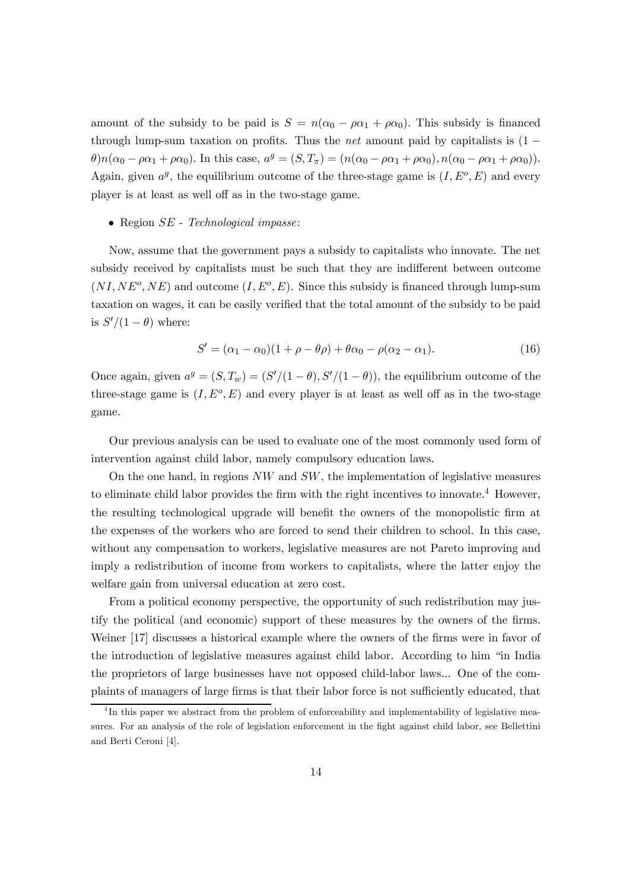amount of the subsidy to be paid is $S = n(\alpha_0 - \rho\alpha_1 + \rho\alpha_0)$. This subsidy is financed through lump-sum taxation on profits. Thus the *net* amount paid by capitalists is $(1 - \theta)n(\alpha_0 - \rho\alpha_1 + \rho\alpha_0)$. In this case, $a^g = (S, T_\pi) = (n(\alpha_0 - \rho\alpha_1 + \rho\alpha_0), n(\alpha_0 - \rho\alpha_1 + \rho\alpha_0))$. Again, given $a^g$, the equilibrium outcome of the three-stage game is $(I, E^o, E)$ and every player is at least as well off as in the two-stage game.

- Region $SE$ - *Technological impasse*:

Now, assume that the government pays a subsidy to capitalists who innovate. The net subsidy received by capitalists must be such that they are indifferent between outcome $(NI, NE^o, NE)$ and outcome $(I, E^o, E)$. Since this subsidy is financed through lump-sum taxation on wages, it can be easily verified that the total amount of the subsidy to be paid is $S'/(1-\theta)$ where:

$$S' = (\alpha_1 - \alpha_0)(1 + \rho - \theta\rho) + \theta\alpha_0 - \rho(\alpha_2 - \alpha_1). \tag{16}$$

Once again, given $a^g = (S, T_w) = (S'/(1-\theta), S'/(1-\theta))$, the equilibrium outcome of the three-stage game is $(I, E^o, E)$ and every player is at least as well off as in the two-stage game.

Our previous analysis can be used to evaluate one of the most commonly used form of intervention against child labor, namely compulsory education laws.

On the one hand, in regions $NW$ and $SW$, the implementation of legislative measures to eliminate child labor provides the firm with the right incentives to innovate.[4] However, the resulting technological upgrade will benefit the owners of the monopolistic firm at the expenses of the workers who are forced to send their children to school. In this case, without any compensation to workers, legislative measures are not Pareto improving and imply a redistribution of income from workers to capitalists, where the latter enjoy the welfare gain from universal education at zero cost.

From a political economy perspective, the opportunity of such redistribution may justify the political (and economic) support of these measures by the owners of the firms. Weiner [17] discusses a historical example where the owners of the firms were in favor of the introduction of legislative measures against child labor. According to him "in India the proprietors of large businesses have not opposed child-labor laws... One of the complaints of managers of large firms is that their labor force is not sufficiently educated, that

[4] In this paper we abstract from the problem of enforceability and implementability of legislative measures. For an analysis of the role of legislation enforcement in the fight against child labor, see Bellettini and Berti Ceroni [4].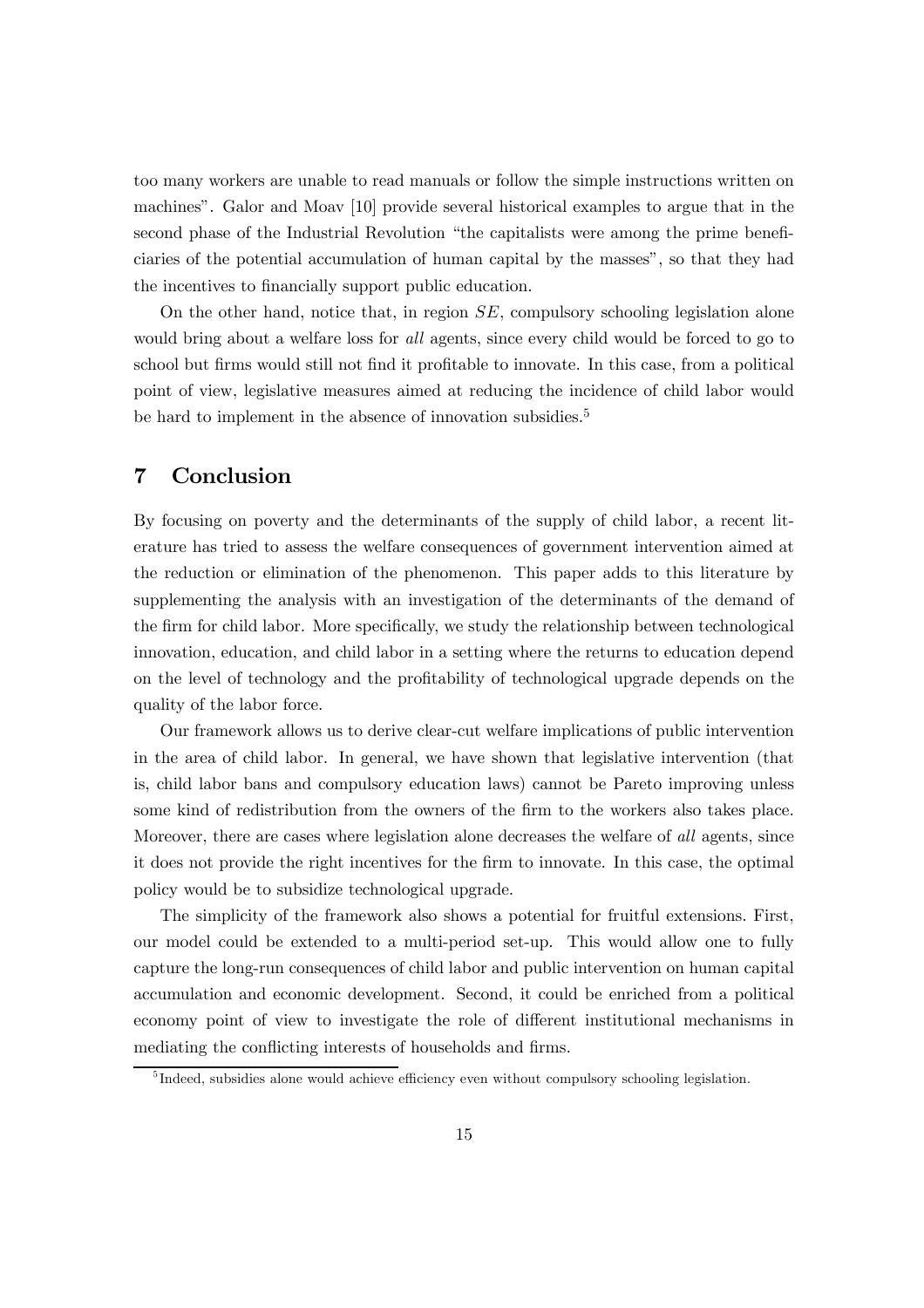too many workers are unable to read manuals or follow the simple instructions written on machines". Galor and Moav [10] provide several historical examples to argue that in the second phase of the Industrial Revolution "the capitalists were among the prime beneficiaries of the potential accumulation of human capital by the masses", so that they had the incentives to financially support public education.

On the other hand, notice that, in region $SE$, compulsory schooling legislation alone would bring about a welfare loss for *all* agents, since every child would be forced to go to school but firms would still not find it profitable to innovate. In this case, from a political point of view, legislative measures aimed at reducing the incidence of child labor would be hard to implement in the absence of innovation subsidies.[5]

## 7 Conclusion

By focusing on poverty and the determinants of the supply of child labor, a recent literature has tried to assess the welfare consequences of government intervention aimed at the reduction or elimination of the phenomenon. This paper adds to this literature by supplementing the analysis with an investigation of the determinants of the demand of the firm for child labor. More specifically, we study the relationship between technological innovation, education, and child labor in a setting where the returns to education depend on the level of technology and the profitability of technological upgrade depends on the quality of the labor force.

Our framework allows us to derive clear-cut welfare implications of public intervention in the area of child labor. In general, we have shown that legislative intervention (that is, child labor bans and compulsory education laws) cannot be Pareto improving unless some kind of redistribution from the owners of the firm to the workers also takes place. Moreover, there are cases where legislation alone decreases the welfare of *all* agents, since it does not provide the right incentives for the firm to innovate. In this case, the optimal policy would be to subsidize technological upgrade.

The simplicity of the framework also shows a potential for fruitful extensions. First, our model could be extended to a multi-period set-up. This would allow one to fully capture the long-run consequences of child labor and public intervention on human capital accumulation and economic development. Second, it could be enriched from a political economy point of view to investigate the role of different institutional mechanisms in mediating the conflicting interests of households and firms.

[5] Indeed, subsidies alone would achieve efficiency even without compulsory schooling legislation.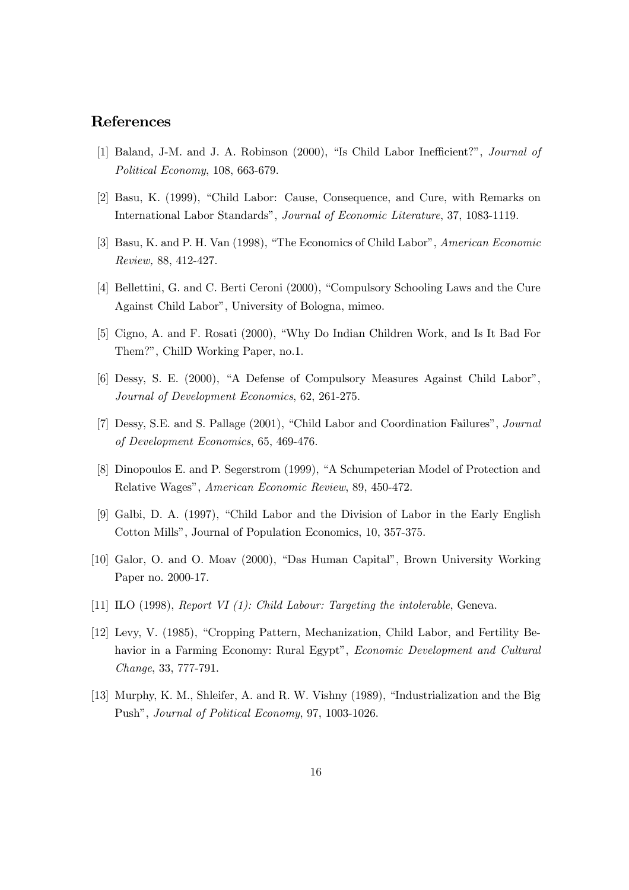## References

[1] Baland, J-M. and J. A. Robinson (2000), "Is Child Labor Inefficient?", *Journal of Political Economy*, 108, 663-679.

[2] Basu, K. (1999), "Child Labor: Cause, Consequence, and Cure, with Remarks on International Labor Standards", *Journal of Economic Literature*, 37, 1083-1119.

[3] Basu, K. and P. H. Van (1998), "The Economics of Child Labor", *American Economic Review,* 88, 412-427.

[4] Bellettini, G. and C. Berti Ceroni (2000), "Compulsory Schooling Laws and the Cure Against Child Labor", University of Bologna, mimeo.

[5] Cigno, A. and F. Rosati (2000), "Why Do Indian Children Work, and Is It Bad For Them?", ChilD Working Paper, no.1.

[6] Dessy, S. E. (2000), "A Defense of Compulsory Measures Against Child Labor", *Journal of Development Economics*, 62, 261-275.

[7] Dessy, S.E. and S. Pallage (2001), "Child Labor and Coordination Failures", *Journal of Development Economics*, 65, 469-476.

[8] Dinopoulos E. and P. Segerstrom (1999), "A Schumpeterian Model of Protection and Relative Wages", *American Economic Review*, 89, 450-472.

[9] Galbi, D. A. (1997), "Child Labor and the Division of Labor in the Early English Cotton Mills", Journal of Population Economics, 10, 357-375.

[10] Galor, O. and O. Moav (2000), "Das Human Capital", Brown University Working Paper no. 2000-17.

[11] ILO (1998), *Report VI (1): Child Labour: Targeting the intolerable*, Geneva.

[12] Levy, V. (1985), "Cropping Pattern, Mechanization, Child Labor, and Fertility Behavior in a Farming Economy: Rural Egypt", *Economic Development and Cultural Change*, 33, 777-791.

[13] Murphy, K. M., Shleifer, A. and R. W. Vishny (1989), "Industrialization and the Big Push", *Journal of Political Economy*, 97, 1003-1026.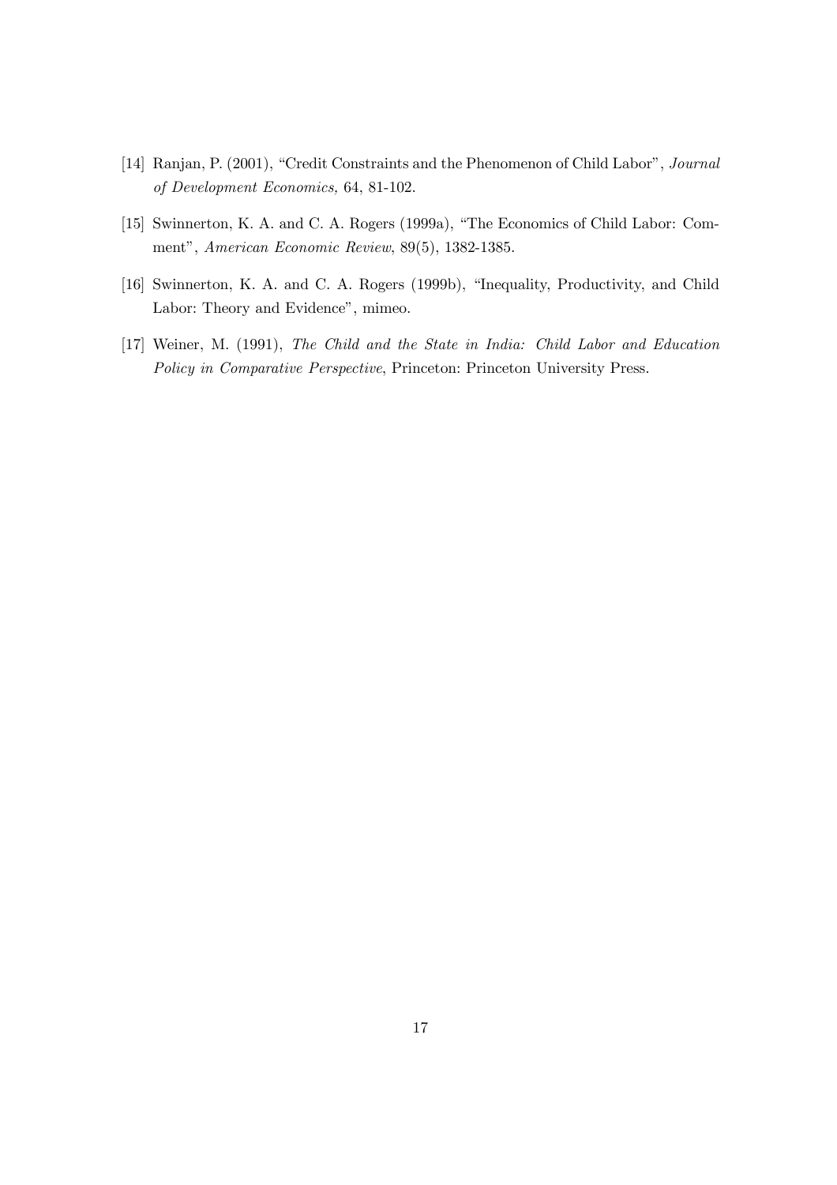[14] Ranjan, P. (2001), "Credit Constraints and the Phenomenon of Child Labor", *Journal of Development Economics,* 64, 81-102.

[15] Swinnerton, K. A. and C. A. Rogers (1999a), "The Economics of Child Labor: Comment", *American Economic Review*, 89(5), 1382-1385.

[16] Swinnerton, K. A. and C. A. Rogers (1999b), "Inequality, Productivity, and Child Labor: Theory and Evidence", mimeo.

[17] Weiner, M. (1991), *The Child and the State in India: Child Labor and Education Policy in Comparative Perspective*, Princeton: Princeton University Press.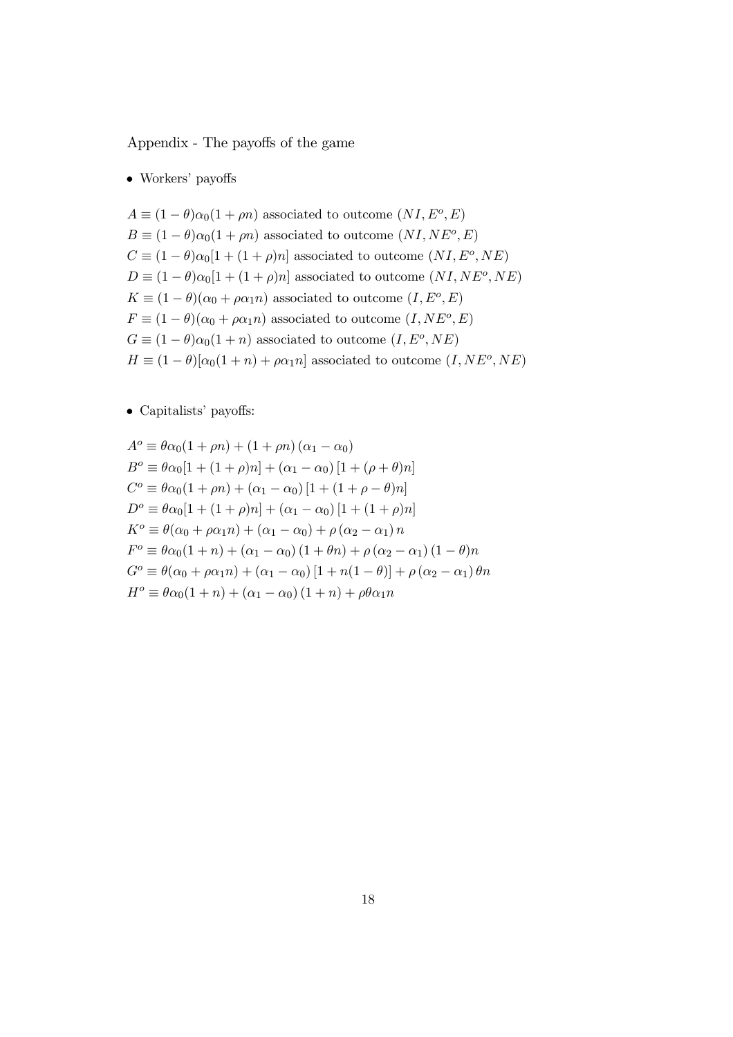Appendix - The payoffs of the game

- Workers' payoffs

$A \equiv (1-\theta)\alpha_0(1+\rho n)$ associated to outcome $(NI, E^o, E)$
$B \equiv (1-\theta)\alpha_0(1+\rho n)$ associated to outcome $(NI, NE^o, E)$
$C \equiv (1-\theta)\alpha_0[1+(1+\rho)n]$ associated to outcome $(NI, E^o, NE)$
$D \equiv (1-\theta)\alpha_0[1+(1+\rho)n]$ associated to outcome $(NI, NE^o, NE)$
$K \equiv (1-\theta)(\alpha_0+\rho\alpha_1 n)$ associated to outcome $(I, E^o, E)$
$F \equiv (1-\theta)(\alpha_0+\rho\alpha_1 n)$ associated to outcome $(I, NE^o, E)$
$G \equiv (1-\theta)\alpha_0(1+n)$ associated to outcome $(I, E^o, NE)$
$H \equiv (1-\theta)[\alpha_0(1+n)+\rho\alpha_1 n]$ associated to outcome $(I, NE^o, NE)$

- Capitalists' payoffs:

$A^o \equiv \theta\alpha_0(1+\rho n) + (1+\rho n)(\alpha_1-\alpha_0)$
$B^o \equiv \theta\alpha_0[1+(1+\rho)n] + (\alpha_1-\alpha_0)[1+(\rho+\theta)n]$
$C^o \equiv \theta\alpha_0(1+\rho n) + (\alpha_1-\alpha_0)[1+(1+\rho-\theta)n]$
$D^o \equiv \theta\alpha_0[1+(1+\rho)n] + (\alpha_1-\alpha_0)[1+(1+\rho)n]$
$K^o \equiv \theta(\alpha_0+\rho\alpha_1 n) + (\alpha_1-\alpha_0) + \rho(\alpha_2-\alpha_1)n$
$F^o \equiv \theta\alpha_0(1+n) + (\alpha_1-\alpha_0)(1+\theta n) + \rho(\alpha_2-\alpha_1)(1-\theta)n$
$G^o \equiv \theta(\alpha_0+\rho\alpha_1 n) + (\alpha_1-\alpha_0)[1+n(1-\theta)] + \rho(\alpha_2-\alpha_1)\theta n$
$H^o \equiv \theta\alpha_0(1+n) + (\alpha_1-\alpha_0)(1+n) + \rho\theta\alpha_1 n$